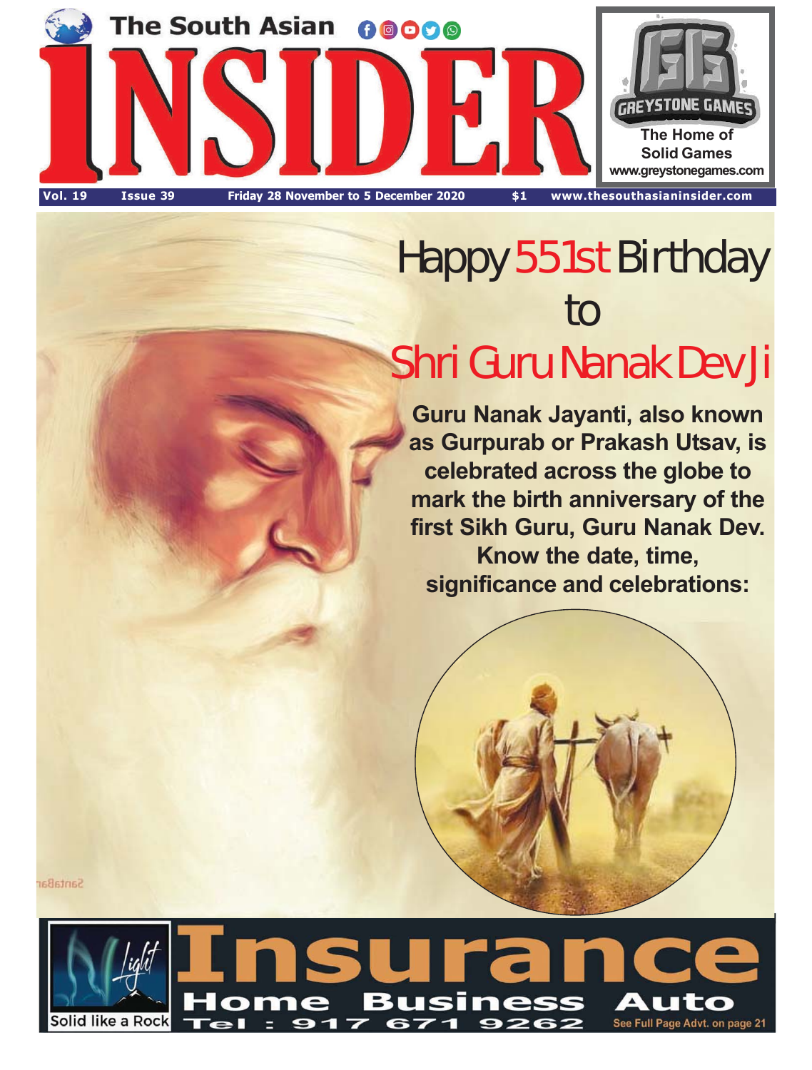# The South Asian INSIDER

**GREYSTONE GAMES**
The Home of Solid Games
www.greystonegames.com

Vol. 19 | Issue 39 | Friday 28 November to 5 December 2020 | $1 | www.thesouthasianinsider.com

# Happy 551st Birthday to Shri Guru Nanak Dev Ji

**Guru Nanak Jayanti, also known as Gurpurab or Prakash Utsav, is celebrated across the globe to mark the birth anniversary of the first Sikh Guru, Guru Nanak Dev. Know the date, time, significance and celebrations:**

**Light** — Solid like a Rock

# Insurance

**Home Business Auto**

**Tel : 917 671 9262**

See Full Page Advt. on page 21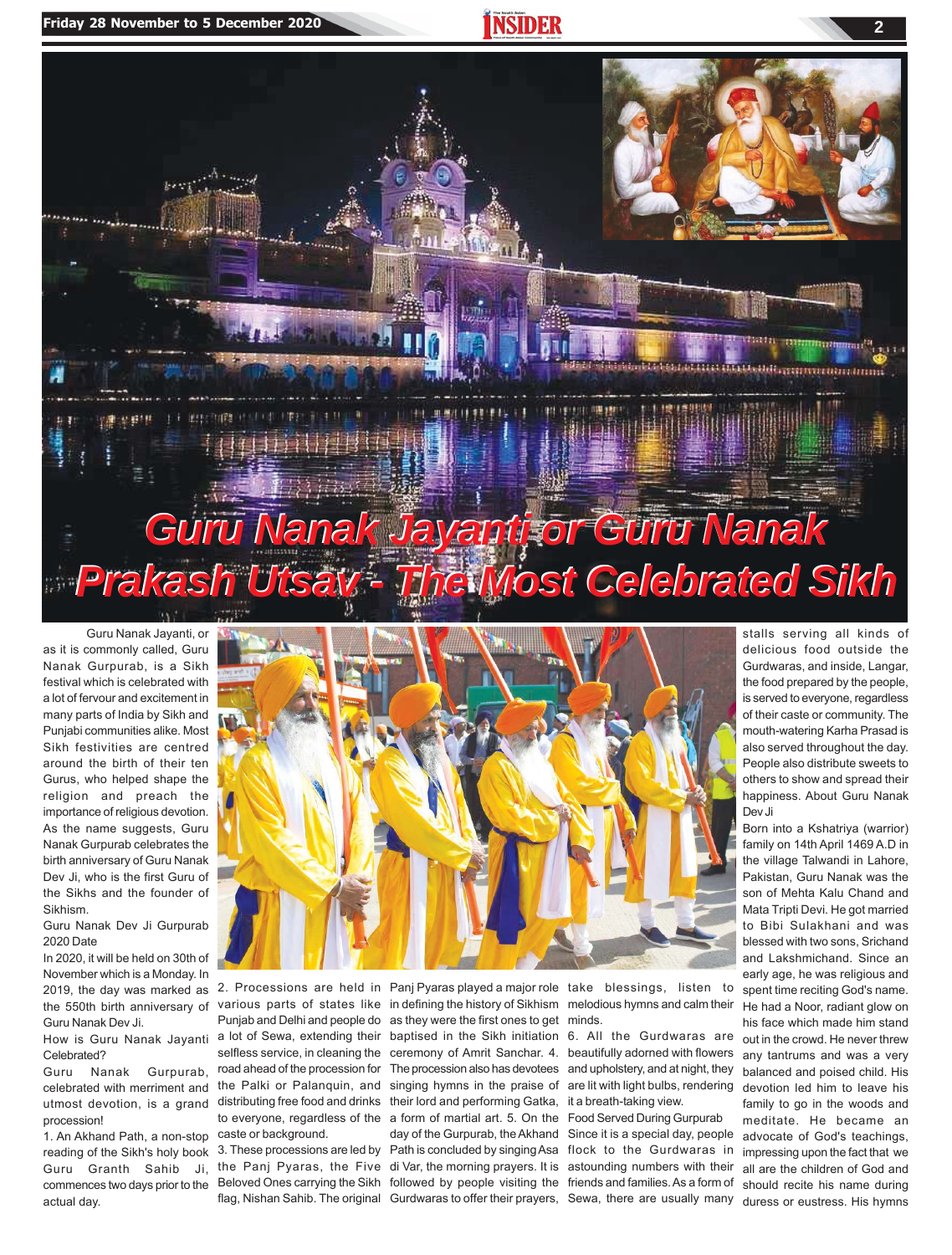# Guru Nanak Jayanti or Guru Nanak Prakash Utsav - The Most Celebrated Sikh

Guru Nanak Jayanti, or as it is commonly called, Guru Nanak Gurpurab, is a Sikh festival which is celebrated with a lot of fervour and excitement in many parts of India by Sikh and Punjabi communities alike. Most Sikh festivities are centred around the birth of their ten Gurus, who helped shape the religion and preach the importance of religious devotion. As the name suggests, Guru Nanak Gurpurab celebrates the birth anniversary of Guru Nanak Dev Ji, who is the first Guru of the Sikhs and the founder of Sikhism.

Guru Nanak Dev Ji Gurpurab 2020 Date

In 2020, it will be held on 30th of November which is a Monday. In 2019, the day was marked as the 550th birth anniversary of Guru Nanak Dev Ji.

How is Guru Nanak Jayanti Celebrated?

Guru Nanak Gurpurab, celebrated with merriment and utmost devotion, is a grand procession!

1. An Akhand Path, a non-stop reading of the Sikh's holy book Guru Granth Sahib Ji, commences two days prior to the actual day.

2. Processions are held in various parts of states like Punjab and Delhi and people do a lot of Sewa, extending their selfless service, in cleaning the road ahead of the procession for the Palki or Palanquin, and distributing free food and drinks to everyone, regardless of the caste or background.

3. These processions are led by the Panj Pyaras, the Five Beloved Ones carrying the Sikh flag, Nishan Sahib. The original Panj Pyaras played a major role in defining the history of Sikhism as they were the first ones to get baptised in the Sikh initiation ceremony of Amrit Sanchar.

4. The procession also has devotees singing hymns in the praise of their lord and performing Gatka, a form of martial art.

5. On the day of the Gurpurab, the Akhand Path is concluded by singing Asa di Var, the morning prayers. It is followed by people visiting the Gurdwaras to offer their prayers, take blessings, listen to melodious hymns and calm their minds.

6. All the Gurdwaras are beautifully adorned with flowers and upholstery, and at night, they are lit with light bulbs, rendering it a breath-taking view.

Food Served During Gurpurab

Since it is a special day, people flock to the Gurdwaras in astounding numbers with their friends and families. As a form of Sewa, there are usually many stalls serving all kinds of delicious food outside the Gurdwaras, and inside, Langar, the food prepared by the people, is served to everyone, regardless of their caste or community. The mouth-watering Karha Prasad is also served throughout the day. People also distribute sweets to others to show and spread their happiness.

About Guru Nanak Dev Ji

Born into a Kshatriya (warrior) family on 14th April 1469 A.D in the village Talwandi in Lahore, Pakistan, Guru Nanak was the son of Mehta Kalu Chand and Mata Tripti Devi. He got married to Bibi Sulakhani and was blessed with two sons, Srichand and Lakshmichand. Since an early age, he was religious and spent time reciting God's name. He had a Noor, radiant glow on his face which made him stand out in the crowd. He never threw any tantrums and was a very balanced and poised child. His devotion led him to leave his family to go in the woods and meditate. He became an advocate of God's teachings, impressing upon the fact that we all are the children of God and should recite his name during duress or eustress. His hymns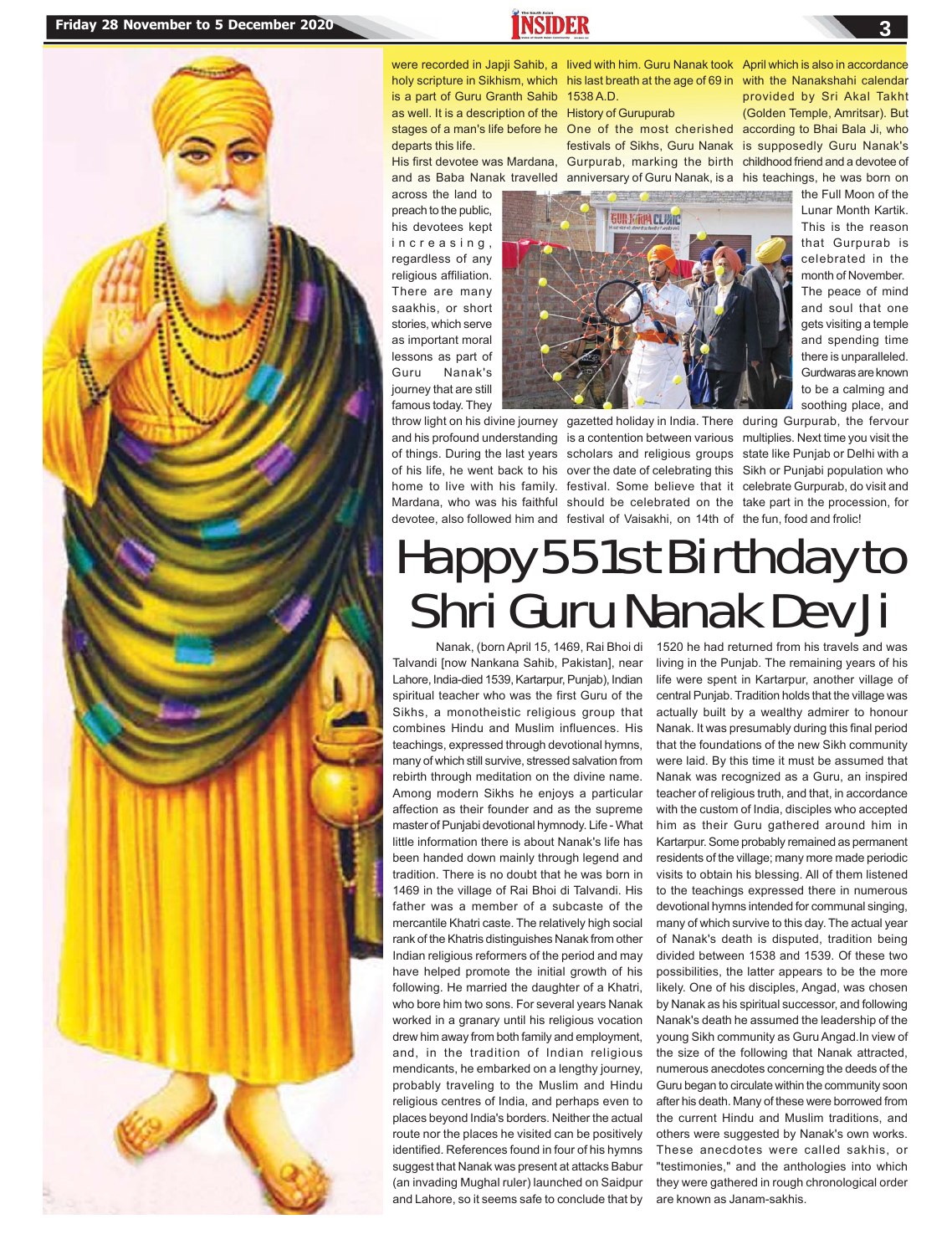were recorded in Japji Sahib, a holy scripture in Sikhism, which is a part of Guru Granth Sahib as well. It is a description of the stages of a man's life before he departs this life.

His first devotee was Mardana, and as Baba Nanak travelled across the land to preach to the public, his devotees kept increasing, regardless of any religious affiliation. There are many saakhis, or short stories, which serve as important moral lessons as part of Guru Nanak's journey that are still famous today. They throw light on his divine journey and his profound understanding of things. During the last years of his life, he went back to his home to live with his family. Mardana, who was his faithful devotee, also followed him and lived with him. Guru Nanak took his last breath at the age of 69 in 1538 A.D.

History of Gurupurab

One of the most cherished festivals of Sikhs, Guru Nanak Gurpurab, marking the birth anniversary of Guru Nanak, is a gazetted holiday in India. There is a contention between various scholars and religious groups over the date of celebrating this festival. Some believe that it should be celebrated on the festival of Vaisakhi, on 14th of April which is also in accordance with the Nanakshahi calendar provided by Sri Akal Takht (Golden Temple, Amritsar). But according to Bhai Bala Ji, who is supposedly Guru Nanak's childhood friend and a devotee of his teachings, he was born on the Full Moon of the Lunar Month Kartik. This is the reason that Gurpurab is celebrated in the month of November. The peace of mind and soul that one gets visiting a temple and spending time there is unparalleled. Gurdwaras are known to be a calming and soothing place, and during Gurpurab, the fervour multiplies. Next time you visit the state like Punjab or Delhi with a Sikh or Punjabi population who celebrate Gurpurab, do visit and take part in the procession, for the fun, food and frolic!

# Happy 551st Birthday to Shri Guru Nanak Dev Ji

Nanak, (born April 15, 1469, Rai Bhoi di Talvandi [now Nankana Sahib, Pakistan], near Lahore, India-died 1539, Kartarpur, Punjab), Indian spiritual teacher who was the first Guru of the Sikhs, a monotheistic religious group that combines Hindu and Muslim influences. His teachings, expressed through devotional hymns, many of which still survive, stressed salvation from rebirth through meditation on the divine name. Among modern Sikhs he enjoys a particular affection as their founder and as the supreme master of Punjabi devotional hymnody. Life - What little information there is about Nanak's life has been handed down mainly through legend and tradition. There is no doubt that he was born in 1469 in the village of Rai Bhoi di Talvandi. His father was a member of a subcaste of the mercantile Khatri caste. The relatively high social rank of the Khatris distinguishes Nanak from other Indian religious reformers of the period and may have helped promote the initial growth of his following. He married the daughter of a Khatri, who bore him two sons. For several years Nanak worked in a granary until his religious vocation drew him away from both family and employment, and, in the tradition of Indian religious mendicants, he embarked on a lengthy journey, probably traveling to the Muslim and Hindu religious centres of India, and perhaps even to places beyond India's borders. Neither the actual route nor the places he visited can be positively identified. References found in four of his hymns suggest that Nanak was present at attacks Babur (an invading Mughal ruler) launched on Saidpur and Lahore, so it seems safe to conclude that by 1520 he had returned from his travels and was living in the Punjab. The remaining years of his life were spent in Kartarpur, another village of central Punjab. Tradition holds that the village was actually built by a wealthy admirer to honour Nanak. It was presumably during this final period that the foundations of the new Sikh community were laid. By this time it must be assumed that Nanak was recognized as a Guru, an inspired teacher of religious truth, and that, in accordance with the custom of India, disciples who accepted him as their Guru gathered around him in Kartarpur. Some probably remained as permanent residents of the village; many more made periodic visits to obtain his blessing. All of them listened to the teachings expressed there in numerous devotional hymns intended for communal singing, many of which survive to this day. The actual year of Nanak's death is disputed, tradition being divided between 1538 and 1539. Of these two possibilities, the latter appears to be the more likely. One of his disciples, Angad, was chosen by Nanak as his spiritual successor, and following Nanak's death he assumed the leadership of the young Sikh community as Guru Angad.In view of the size of the following that Nanak attracted, numerous anecdotes concerning the deeds of the Guru began to circulate within the community soon after his death. Many of these were borrowed from the current Hindu and Muslim traditions, and others were suggested by Nanak's own works. These anecdotes were called sakhis, or "testimonies," and the anthologies into which they were gathered in rough chronological order are known as Janam-sakhis.